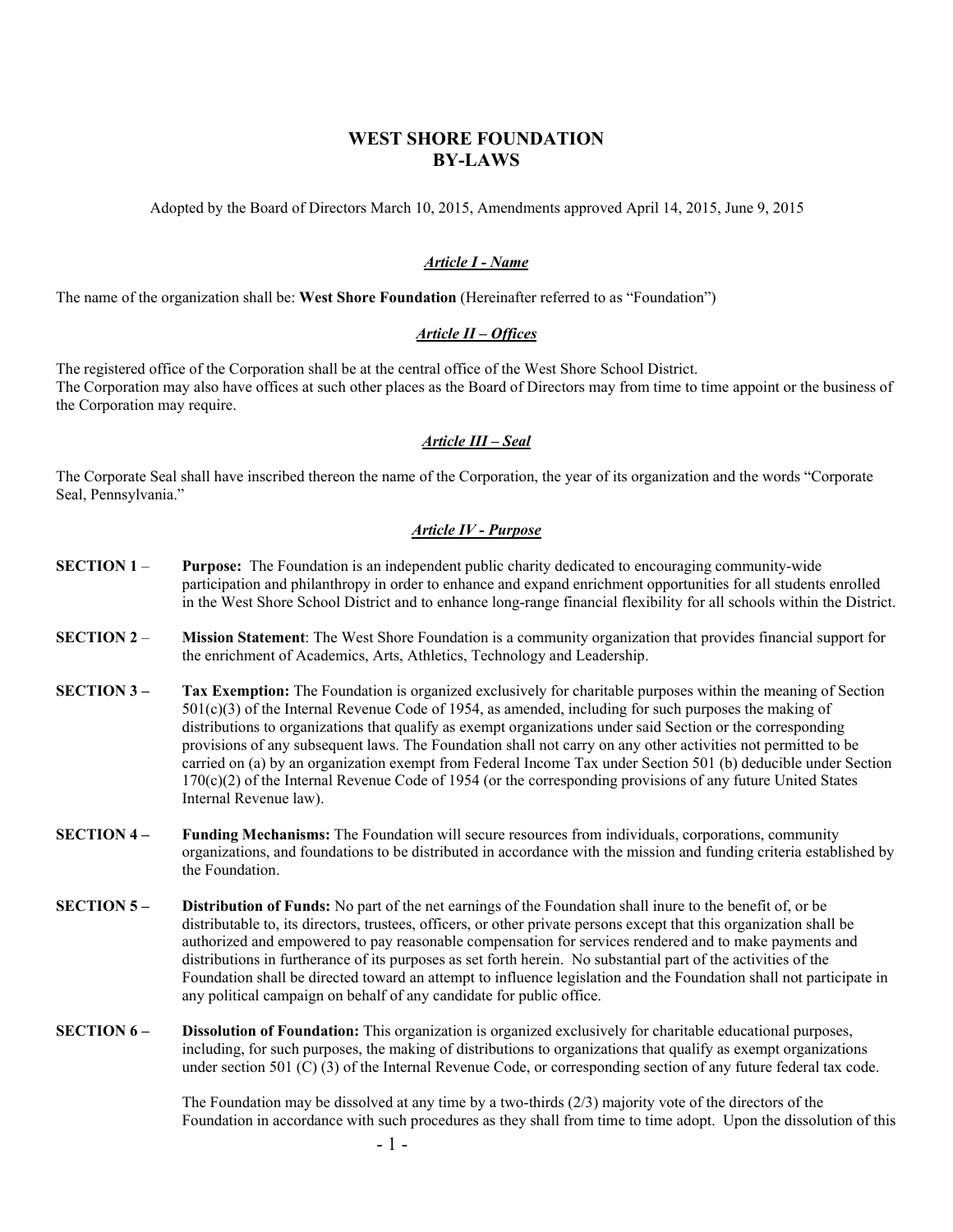# WEST SHORE FOUNDATION
# BY-LAWS

Adopted by the Board of Directors March 10, 2015, Amendments approved April 14, 2015, June 9, 2015

## *Article I - Name*

The name of the organization shall be: **West Shore Foundation** (Hereinafter referred to as "Foundation")

## *Article II – Offices*

The registered office of the Corporation shall be at the central office of the West Shore School District.
The Corporation may also have offices at such other places as the Board of Directors may from time to time appoint or the business of the Corporation may require.

## *Article III – Seal*

The Corporate Seal shall have inscribed thereon the name of the Corporation, the year of its organization and the words "Corporate Seal, Pennsylvania."

## *Article IV - Purpose*

**SECTION 1** – **Purpose:** The Foundation is an independent public charity dedicated to encouraging community-wide participation and philanthropy in order to enhance and expand enrichment opportunities for all students enrolled in the West Shore School District and to enhance long-range financial flexibility for all schools within the District.

**SECTION 2** – **Mission Statement**: The West Shore Foundation is a community organization that provides financial support for the enrichment of Academics, Arts, Athletics, Technology and Leadership.

**SECTION 3 –** **Tax Exemption:** The Foundation is organized exclusively for charitable purposes within the meaning of Section 501(c)(3) of the Internal Revenue Code of 1954, as amended, including for such purposes the making of distributions to organizations that qualify as exempt organizations under said Section or the corresponding provisions of any subsequent laws. The Foundation shall not carry on any other activities not permitted to be carried on (a) by an organization exempt from Federal Income Tax under Section 501 (b) deducible under Section 170(c)(2) of the Internal Revenue Code of 1954 (or the corresponding provisions of any future United States Internal Revenue law).

**SECTION 4 –** **Funding Mechanisms:** The Foundation will secure resources from individuals, corporations, community organizations, and foundations to be distributed in accordance with the mission and funding criteria established by the Foundation.

**SECTION 5 –** **Distribution of Funds:** No part of the net earnings of the Foundation shall inure to the benefit of, or be distributable to, its directors, trustees, officers, or other private persons except that this organization shall be authorized and empowered to pay reasonable compensation for services rendered and to make payments and distributions in furtherance of its purposes as set forth herein. No substantial part of the activities of the Foundation shall be directed toward an attempt to influence legislation and the Foundation shall not participate in any political campaign on behalf of any candidate for public office.

**SECTION 6 –** **Dissolution of Foundation:** This organization is organized exclusively for charitable educational purposes, including, for such purposes, the making of distributions to organizations that qualify as exempt organizations under section 501 (C) (3) of the Internal Revenue Code, or corresponding section of any future federal tax code.

The Foundation may be dissolved at any time by a two-thirds (2/3) majority vote of the directors of the Foundation in accordance with such procedures as they shall from time to time adopt. Upon the dissolution of this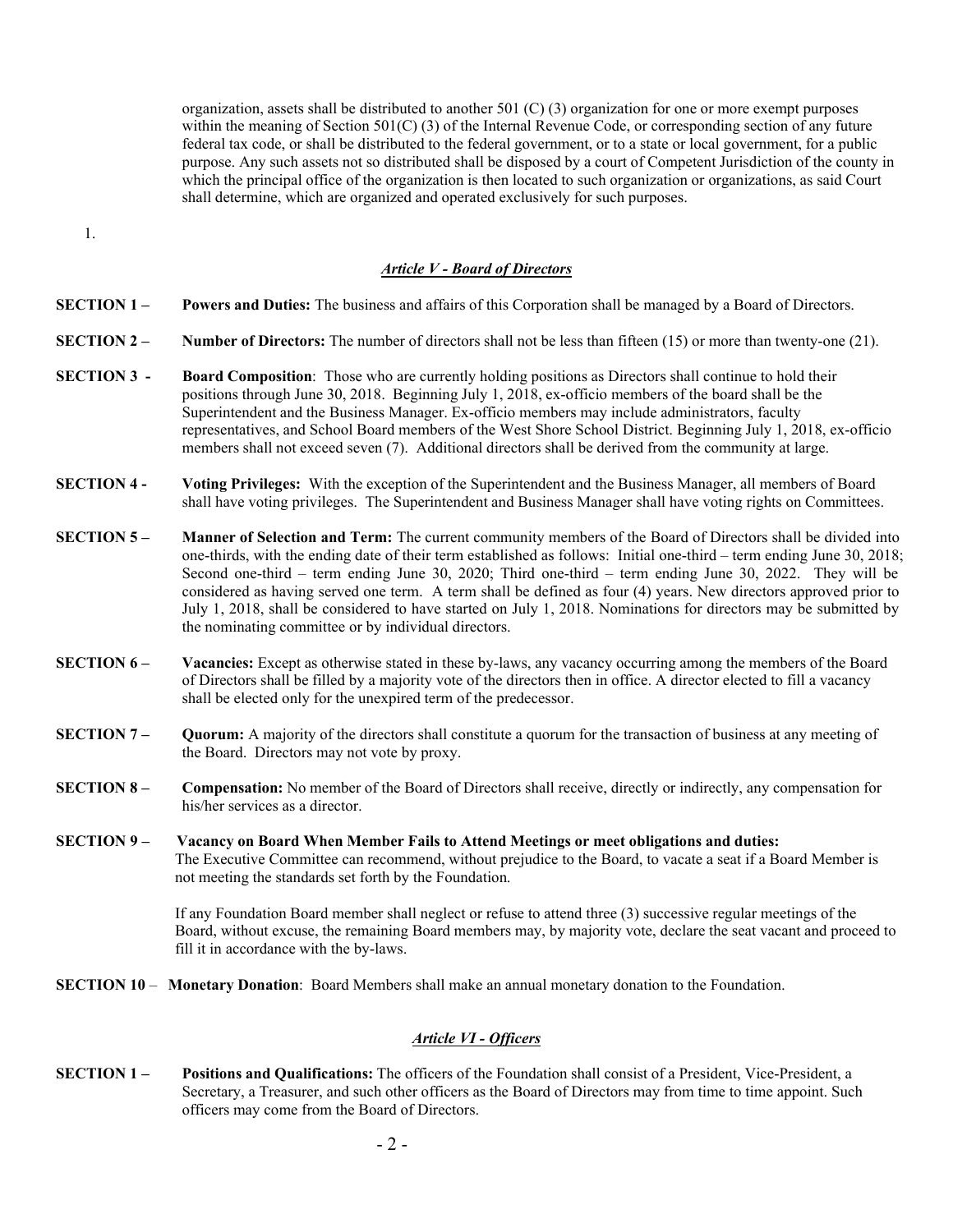organization, assets shall be distributed to another 501 (C) (3) organization for one or more exempt purposes within the meaning of Section 501(C) (3) of the Internal Revenue Code, or corresponding section of any future federal tax code, or shall be distributed to the federal government, or to a state or local government, for a public purpose. Any such assets not so distributed shall be disposed by a court of Competent Jurisdiction of the county in which the principal office of the organization is then located to such organization or organizations, as said Court shall determine, which are organized and operated exclusively for such purposes.

1.

## ***Article V - Board of Directors***

**SECTION 1 –** **Powers and Duties:** The business and affairs of this Corporation shall be managed by a Board of Directors.

**SECTION 2 –** **Number of Directors:** The number of directors shall not be less than fifteen (15) or more than twenty-one (21).

**SECTION 3 -** **Board Composition**: Those who are currently holding positions as Directors shall continue to hold their positions through June 30, 2018. Beginning July 1, 2018, ex-officio members of the board shall be the Superintendent and the Business Manager. Ex-officio members may include administrators, faculty representatives, and School Board members of the West Shore School District. Beginning July 1, 2018, ex-officio members shall not exceed seven (7). Additional directors shall be derived from the community at large.

**SECTION 4 -** **Voting Privileges:** With the exception of the Superintendent and the Business Manager, all members of Board shall have voting privileges. The Superintendent and Business Manager shall have voting rights on Committees.

**SECTION 5 –** **Manner of Selection and Term:** The current community members of the Board of Directors shall be divided into one-thirds, with the ending date of their term established as follows: Initial one-third – term ending June 30, 2018; Second one-third – term ending June 30, 2020; Third one-third – term ending June 30, 2022. They will be considered as having served one term. A term shall be defined as four (4) years. New directors approved prior to July 1, 2018, shall be considered to have started on July 1, 2018. Nominations for directors may be submitted by the nominating committee or by individual directors.

**SECTION 6 –** **Vacancies:** Except as otherwise stated in these by-laws, any vacancy occurring among the members of the Board of Directors shall be filled by a majority vote of the directors then in office. A director elected to fill a vacancy shall be elected only for the unexpired term of the predecessor.

**SECTION 7 –** **Quorum:** A majority of the directors shall constitute a quorum for the transaction of business at any meeting of the Board. Directors may not vote by proxy.

**SECTION 8 –** **Compensation:** No member of the Board of Directors shall receive, directly or indirectly, any compensation for his/her services as a director.

**SECTION 9 –** **Vacancy on Board When Member Fails to Attend Meetings or meet obligations and duties:** The Executive Committee can recommend, without prejudice to the Board, to vacate a seat if a Board Member is not meeting the standards set forth by the Foundation.

If any Foundation Board member shall neglect or refuse to attend three (3) successive regular meetings of the Board, without excuse, the remaining Board members may, by majority vote, declare the seat vacant and proceed to fill it in accordance with the by-laws.

**SECTION 10** – **Monetary Donation**: Board Members shall make an annual monetary donation to the Foundation.

## ***Article VI - Officers***

**SECTION 1 –** **Positions and Qualifications:** The officers of the Foundation shall consist of a President, Vice-President, a Secretary, a Treasurer, and such other officers as the Board of Directors may from time to time appoint. Such officers may come from the Board of Directors.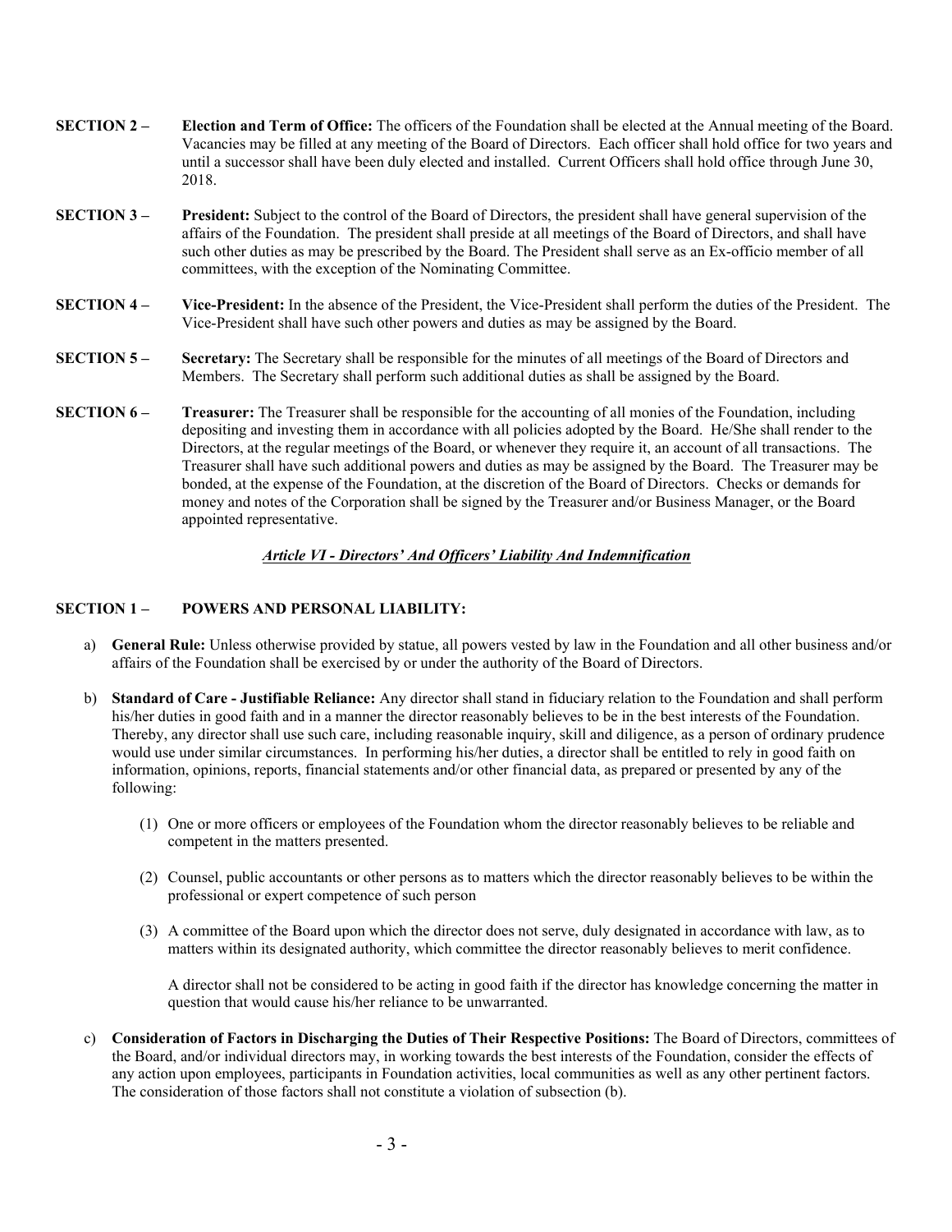**SECTION 2 –** **Election and Term of Office:** The officers of the Foundation shall be elected at the Annual meeting of the Board. Vacancies may be filled at any meeting of the Board of Directors. Each officer shall hold office for two years and until a successor shall have been duly elected and installed. Current Officers shall hold office through June 30, 2018.

**SECTION 3 –** **President:** Subject to the control of the Board of Directors, the president shall have general supervision of the affairs of the Foundation. The president shall preside at all meetings of the Board of Directors, and shall have such other duties as may be prescribed by the Board. The President shall serve as an Ex-officio member of all committees, with the exception of the Nominating Committee.

**SECTION 4 –** **Vice-President:** In the absence of the President, the Vice-President shall perform the duties of the President. The Vice-President shall have such other powers and duties as may be assigned by the Board.

**SECTION 5 –** **Secretary:** The Secretary shall be responsible for the minutes of all meetings of the Board of Directors and Members. The Secretary shall perform such additional duties as shall be assigned by the Board.

**SECTION 6 –** **Treasurer:** The Treasurer shall be responsible for the accounting of all monies of the Foundation, including depositing and investing them in accordance with all policies adopted by the Board. He/She shall render to the Directors, at the regular meetings of the Board, or whenever they require it, an account of all transactions. The Treasurer shall have such additional powers and duties as may be assigned by the Board. The Treasurer may be bonded, at the expense of the Foundation, at the discretion of the Board of Directors. Checks or demands for money and notes of the Corporation shall be signed by the Treasurer and/or Business Manager, or the Board appointed representative.

## ***Article VI - Directors' And Officers' Liability And Indemnification***

**SECTION 1 – POWERS AND PERSONAL LIABILITY:**

a) **General Rule:** Unless otherwise provided by statue, all powers vested by law in the Foundation and all other business and/or affairs of the Foundation shall be exercised by or under the authority of the Board of Directors.

b) **Standard of Care - Justifiable Reliance:** Any director shall stand in fiduciary relation to the Foundation and shall perform his/her duties in good faith and in a manner the director reasonably believes to be in the best interests of the Foundation. Thereby, any director shall use such care, including reasonable inquiry, skill and diligence, as a person of ordinary prudence would use under similar circumstances. In performing his/her duties, a director shall be entitled to rely in good faith on information, opinions, reports, financial statements and/or other financial data, as prepared or presented by any of the following:

   (1) One or more officers or employees of the Foundation whom the director reasonably believes to be reliable and competent in the matters presented.

   (2) Counsel, public accountants or other persons as to matters which the director reasonably believes to be within the professional or expert competence of such person

   (3) A committee of the Board upon which the director does not serve, duly designated in accordance with law, as to matters within its designated authority, which committee the director reasonably believes to merit confidence.

   A director shall not be considered to be acting in good faith if the director has knowledge concerning the matter in question that would cause his/her reliance to be unwarranted.

c) **Consideration of Factors in Discharging the Duties of Their Respective Positions:** The Board of Directors, committees of the Board, and/or individual directors may, in working towards the best interests of the Foundation, consider the effects of any action upon employees, participants in Foundation activities, local communities as well as any other pertinent factors. The consideration of those factors shall not constitute a violation of subsection (b).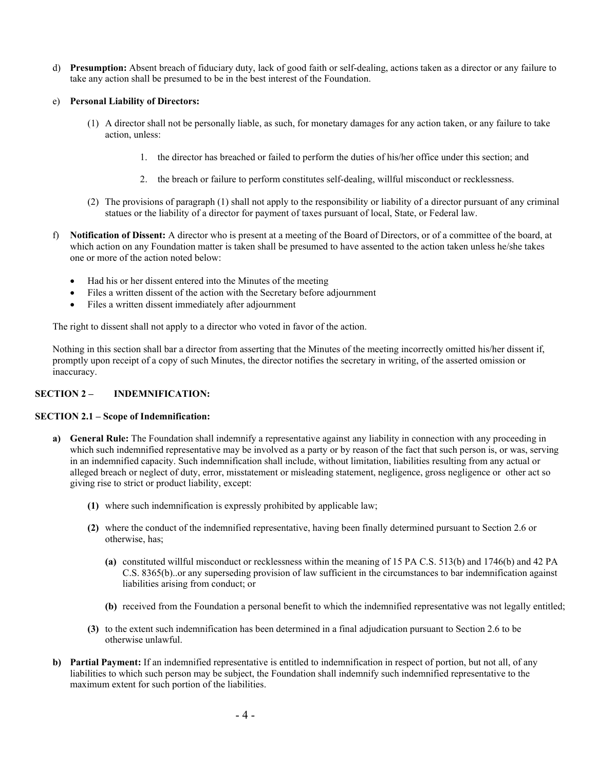d) **Presumption:** Absent breach of fiduciary duty, lack of good faith or self-dealing, actions taken as a director or any failure to take any action shall be presumed to be in the best interest of the Foundation.

e) **Personal Liability of Directors:**

(1) A director shall not be personally liable, as such, for monetary damages for any action taken, or any failure to take action, unless:

1. the director has breached or failed to perform the duties of his/her office under this section; and

2. the breach or failure to perform constitutes self-dealing, willful misconduct or recklessness.

(2) The provisions of paragraph (1) shall not apply to the responsibility or liability of a director pursuant of any criminal statues or the liability of a director for payment of taxes pursuant of local, State, or Federal law.

f) **Notification of Dissent:** A director who is present at a meeting of the Board of Directors, or of a committee of the board, at which action on any Foundation matter is taken shall be presumed to have assented to the action taken unless he/she takes one or more of the action noted below:

- Had his or her dissent entered into the Minutes of the meeting
- Files a written dissent of the action with the Secretary before adjournment
- Files a written dissent immediately after adjournment

The right to dissent shall not apply to a director who voted in favor of the action.

Nothing in this section shall bar a director from asserting that the Minutes of the meeting incorrectly omitted his/her dissent if, promptly upon receipt of a copy of such Minutes, the director notifies the secretary in writing, of the asserted omission or inaccuracy.

## SECTION 2 – INDEMNIFICATION:

### SECTION 2.1 – Scope of Indemnification:

**a) General Rule:** The Foundation shall indemnify a representative against any liability in connection with any proceeding in which such indemnified representative may be involved as a party or by reason of the fact that such person is, or was, serving in an indemnified capacity. Such indemnification shall include, without limitation, liabilities resulting from any actual or alleged breach or neglect of duty, error, misstatement or misleading statement, negligence, gross negligence or other act so giving rise to strict or product liability, except:

**(1)** where such indemnification is expressly prohibited by applicable law;

**(2)** where the conduct of the indemnified representative, having been finally determined pursuant to Section 2.6 or otherwise, has;

**(a)** constituted willful misconduct or recklessness within the meaning of 15 PA C.S. 513(b) and 1746(b) and 42 PA C.S. 8365(b)..or any superseding provision of law sufficient in the circumstances to bar indemnification against liabilities arising from conduct; or

**(b)** received from the Foundation a personal benefit to which the indemnified representative was not legally entitled;

**(3)** to the extent such indemnification has been determined in a final adjudication pursuant to Section 2.6 to be otherwise unlawful.

**b) Partial Payment:** If an indemnified representative is entitled to indemnification in respect of portion, but not all, of any liabilities to which such person may be subject, the Foundation shall indemnify such indemnified representative to the maximum extent for such portion of the liabilities.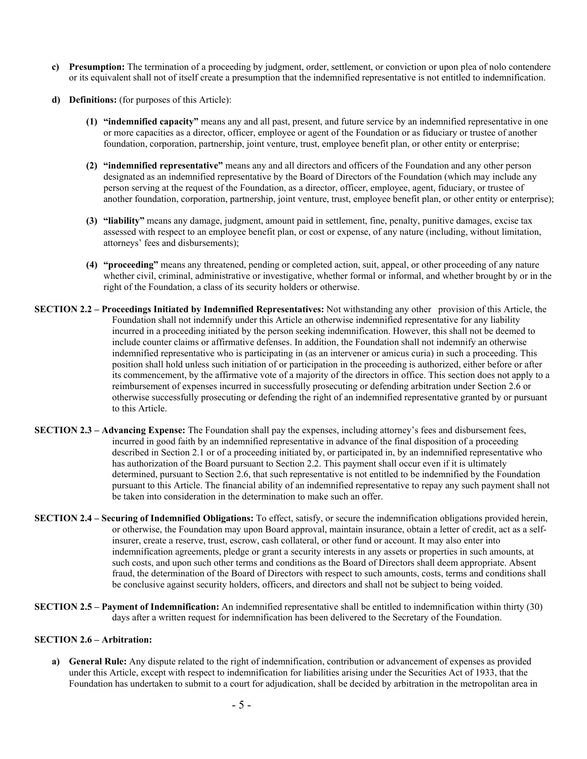- **c) Presumption:** The termination of a proceeding by judgment, order, settlement, or conviction or upon plea of nolo contendere or its equivalent shall not of itself create a presumption that the indemnified representative is not entitled to indemnification.

- **d) Definitions:** (for purposes of this Article):

  - **(1) "indemnified capacity"** means any and all past, present, and future service by an indemnified representative in one or more capacities as a director, officer, employee or agent of the Foundation or as fiduciary or trustee of another foundation, corporation, partnership, joint venture, trust, employee benefit plan, or other entity or enterprise;

  - **(2) "indemnified representative"** means any and all directors and officers of the Foundation and any other person designated as an indemnified representative by the Board of Directors of the Foundation (which may include any person serving at the request of the Foundation, as a director, officer, employee, agent, fiduciary, or trustee of another foundation, corporation, partnership, joint venture, trust, employee benefit plan, or other entity or enterprise);

  - **(3) "liability"** means any damage, judgment, amount paid in settlement, fine, penalty, punitive damages, excise tax assessed with respect to an employee benefit plan, or cost or expense, of any nature (including, without limitation, attorneys' fees and disbursements);

  - **(4) "proceeding"** means any threatened, pending or completed action, suit, appeal, or other proceeding of any nature whether civil, criminal, administrative or investigative, whether formal or informal, and whether brought by or in the right of the Foundation, a class of its security holders or otherwise.

**SECTION 2.2 – Proceedings Initiated by Indemnified Representatives:** Not withstanding any other provision of this Article, the Foundation shall not indemnify under this Article an otherwise indemnified representative for any liability incurred in a proceeding initiated by the person seeking indemnification. However, this shall not be deemed to include counter claims or affirmative defenses. In addition, the Foundation shall not indemnify an otherwise indemnified representative who is participating in (as an intervener or amicus curia) in such a proceeding. This position shall hold unless such initiation of or participation in the proceeding is authorized, either before or after its commencement, by the affirmative vote of a majority of the directors in office. This section does not apply to a reimbursement of expenses incurred in successfully prosecuting or defending arbitration under Section 2.6 or otherwise successfully prosecuting or defending the right of an indemnified representative granted by or pursuant to this Article.

**SECTION 2.3 – Advancing Expense:** The Foundation shall pay the expenses, including attorney's fees and disbursement fees, incurred in good faith by an indemnified representative in advance of the final disposition of a proceeding described in Section 2.1 or of a proceeding initiated by, or participated in, by an indemnified representative who has authorization of the Board pursuant to Section 2.2. This payment shall occur even if it is ultimately determined, pursuant to Section 2.6, that such representative is not entitled to be indemnified by the Foundation pursuant to this Article. The financial ability of an indemnified representative to repay any such payment shall not be taken into consideration in the determination to make such an offer.

**SECTION 2.4 – Securing of Indemnified Obligations:** To effect, satisfy, or secure the indemnification obligations provided herein, or otherwise, the Foundation may upon Board approval, maintain insurance, obtain a letter of credit, act as a self-insurer, create a reserve, trust, escrow, cash collateral, or other fund or account. It may also enter into indemnification agreements, pledge or grant a security interests in any assets or properties in such amounts, at such costs, and upon such other terms and conditions as the Board of Directors shall deem appropriate. Absent fraud, the determination of the Board of Directors with respect to such amounts, costs, terms and conditions shall be conclusive against security holders, officers, and directors and shall not be subject to being voided.

**SECTION 2.5 – Payment of Indemnification:** An indemnified representative shall be entitled to indemnification within thirty (30) days after a written request for indemnification has been delivered to the Secretary of the Foundation.

**SECTION 2.6 – Arbitration:**

- **a) General Rule:** Any dispute related to the right of indemnification, contribution or advancement of expenses as provided under this Article, except with respect to indemnification for liabilities arising under the Securities Act of 1933, that the Foundation has undertaken to submit to a court for adjudication, shall be decided by arbitration in the metropolitan area in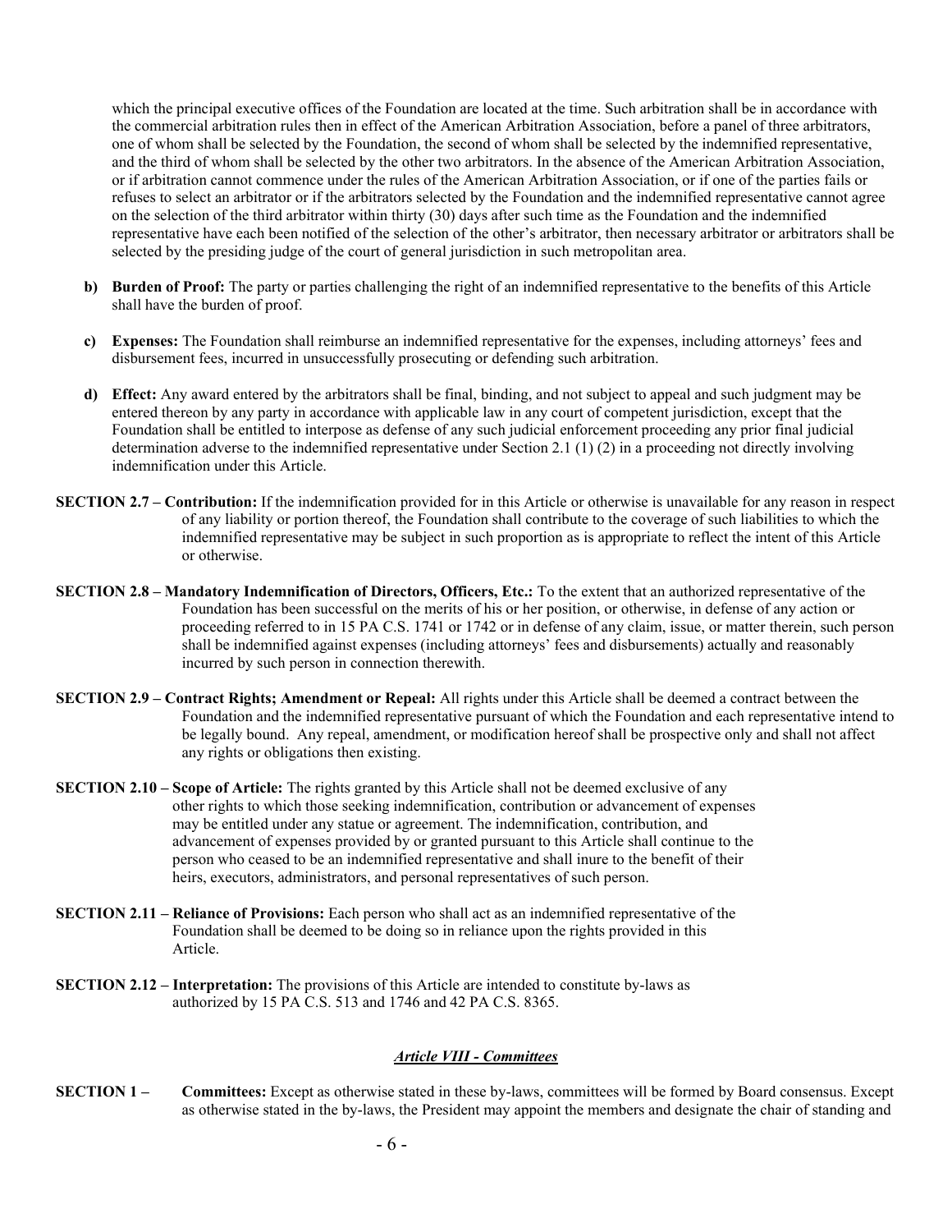which the principal executive offices of the Foundation are located at the time. Such arbitration shall be in accordance with the commercial arbitration rules then in effect of the American Arbitration Association, before a panel of three arbitrators, one of whom shall be selected by the Foundation, the second of whom shall be selected by the indemnified representative, and the third of whom shall be selected by the other two arbitrators. In the absence of the American Arbitration Association, or if arbitration cannot commence under the rules of the American Arbitration Association, or if one of the parties fails or refuses to select an arbitrator or if the arbitrators selected by the Foundation and the indemnified representative cannot agree on the selection of the third arbitrator within thirty (30) days after such time as the Foundation and the indemnified representative have each been notified of the selection of the other's arbitrator, then necessary arbitrator or arbitrators shall be selected by the presiding judge of the court of general jurisdiction in such metropolitan area.

**b) Burden of Proof:** The party or parties challenging the right of an indemnified representative to the benefits of this Article shall have the burden of proof.

**c) Expenses:** The Foundation shall reimburse an indemnified representative for the expenses, including attorneys' fees and disbursement fees, incurred in unsuccessfully prosecuting or defending such arbitration.

**d) Effect:** Any award entered by the arbitrators shall be final, binding, and not subject to appeal and such judgment may be entered thereon by any party in accordance with applicable law in any court of competent jurisdiction, except that the Foundation shall be entitled to interpose as defense of any such judicial enforcement proceeding any prior final judicial determination adverse to the indemnified representative under Section 2.1 (1) (2) in a proceeding not directly involving indemnification under this Article.

**SECTION 2.7 – Contribution:** If the indemnification provided for in this Article or otherwise is unavailable for any reason in respect of any liability or portion thereof, the Foundation shall contribute to the coverage of such liabilities to which the indemnified representative may be subject in such proportion as is appropriate to reflect the intent of this Article or otherwise.

**SECTION 2.8 – Mandatory Indemnification of Directors, Officers, Etc.:** To the extent that an authorized representative of the Foundation has been successful on the merits of his or her position, or otherwise, in defense of any action or proceeding referred to in 15 PA C.S. 1741 or 1742 or in defense of any claim, issue, or matter therein, such person shall be indemnified against expenses (including attorneys' fees and disbursements) actually and reasonably incurred by such person in connection therewith.

**SECTION 2.9 – Contract Rights; Amendment or Repeal:** All rights under this Article shall be deemed a contract between the Foundation and the indemnified representative pursuant of which the Foundation and each representative intend to be legally bound. Any repeal, amendment, or modification hereof shall be prospective only and shall not affect any rights or obligations then existing.

**SECTION 2.10 – Scope of Article:** The rights granted by this Article shall not be deemed exclusive of any other rights to which those seeking indemnification, contribution or advancement of expenses may be entitled under any statue or agreement. The indemnification, contribution, and advancement of expenses provided by or granted pursuant to this Article shall continue to the person who ceased to be an indemnified representative and shall inure to the benefit of their heirs, executors, administrators, and personal representatives of such person.

**SECTION 2.11 – Reliance of Provisions:** Each person who shall act as an indemnified representative of the Foundation shall be deemed to be doing so in reliance upon the rights provided in this Article.

**SECTION 2.12 – Interpretation:** The provisions of this Article are intended to constitute by-laws as authorized by 15 PA C.S. 513 and 1746 and 42 PA C.S. 8365.

## *Article VIII - Committees*

**SECTION 1 – Committees:** Except as otherwise stated in these by-laws, committees will be formed by Board consensus. Except as otherwise stated in the by-laws, the President may appoint the members and designate the chair of standing and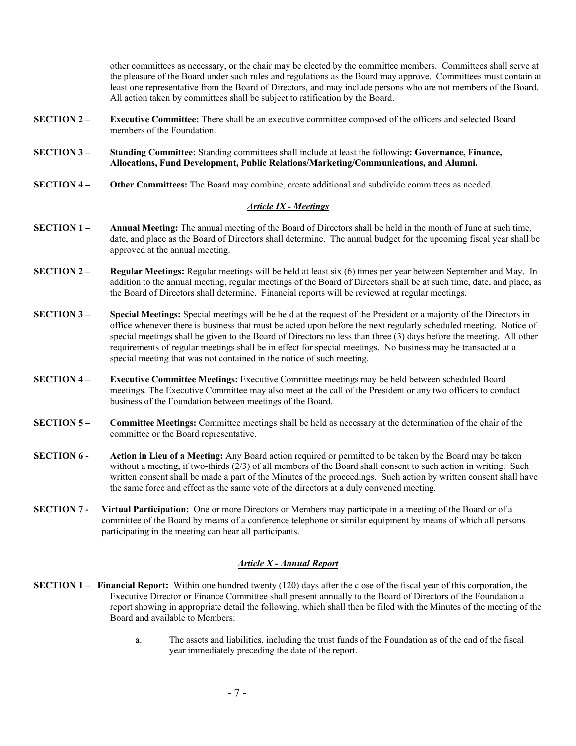other committees as necessary, or the chair may be elected by the committee members. Committees shall serve at the pleasure of the Board under such rules and regulations as the Board may approve. Committees must contain at least one representative from the Board of Directors, and may include persons who are not members of the Board. All action taken by committees shall be subject to ratification by the Board.

**SECTION 2 –** **Executive Committee:** There shall be an executive committee composed of the officers and selected Board members of the Foundation.

**SECTION 3 –** **Standing Committee:** Standing committees shall include at least the following**: Governance, Finance, Allocations, Fund Development, Public Relations/Marketing/Communications, and Alumni.**

**SECTION 4 –** **Other Committees:** The Board may combine, create additional and subdivide committees as needed.

## ***Article IX - Meetings***

**SECTION 1 –** **Annual Meeting:** The annual meeting of the Board of Directors shall be held in the month of June at such time, date, and place as the Board of Directors shall determine. The annual budget for the upcoming fiscal year shall be approved at the annual meeting.

**SECTION 2 –** **Regular Meetings:** Regular meetings will be held at least six (6) times per year between September and May. In addition to the annual meeting, regular meetings of the Board of Directors shall be at such time, date, and place, as the Board of Directors shall determine. Financial reports will be reviewed at regular meetings.

**SECTION 3 –** **Special Meetings:** Special meetings will be held at the request of the President or a majority of the Directors in office whenever there is business that must be acted upon before the next regularly scheduled meeting. Notice of special meetings shall be given to the Board of Directors no less than three (3) days before the meeting. All other requirements of regular meetings shall be in effect for special meetings. No business may be transacted at a special meeting that was not contained in the notice of such meeting.

**SECTION 4 –** **Executive Committee Meetings:** Executive Committee meetings may be held between scheduled Board meetings. The Executive Committee may also meet at the call of the President or any two officers to conduct business of the Foundation between meetings of the Board.

**SECTION 5 –** **Committee Meetings:** Committee meetings shall be held as necessary at the determination of the chair of the committee or the Board representative.

**SECTION 6 -** **Action in Lieu of a Meeting:** Any Board action required or permitted to be taken by the Board may be taken without a meeting, if two-thirds (2/3) of all members of the Board shall consent to such action in writing. Such written consent shall be made a part of the Minutes of the proceedings. Such action by written consent shall have the same force and effect as the same vote of the directors at a duly convened meeting.

**SECTION 7 -** **Virtual Participation:** One or more Directors or Members may participate in a meeting of the Board or of a committee of the Board by means of a conference telephone or similar equipment by means of which all persons participating in the meeting can hear all participants.

## ***Article X - Annual Report***

**SECTION 1 –** **Financial Report:** Within one hundred twenty (120) days after the close of the fiscal year of this corporation, the Executive Director or Finance Committee shall present annually to the Board of Directors of the Foundation a report showing in appropriate detail the following, which shall then be filed with the Minutes of the meeting of the Board and available to Members:

a. The assets and liabilities, including the trust funds of the Foundation as of the end of the fiscal year immediately preceding the date of the report.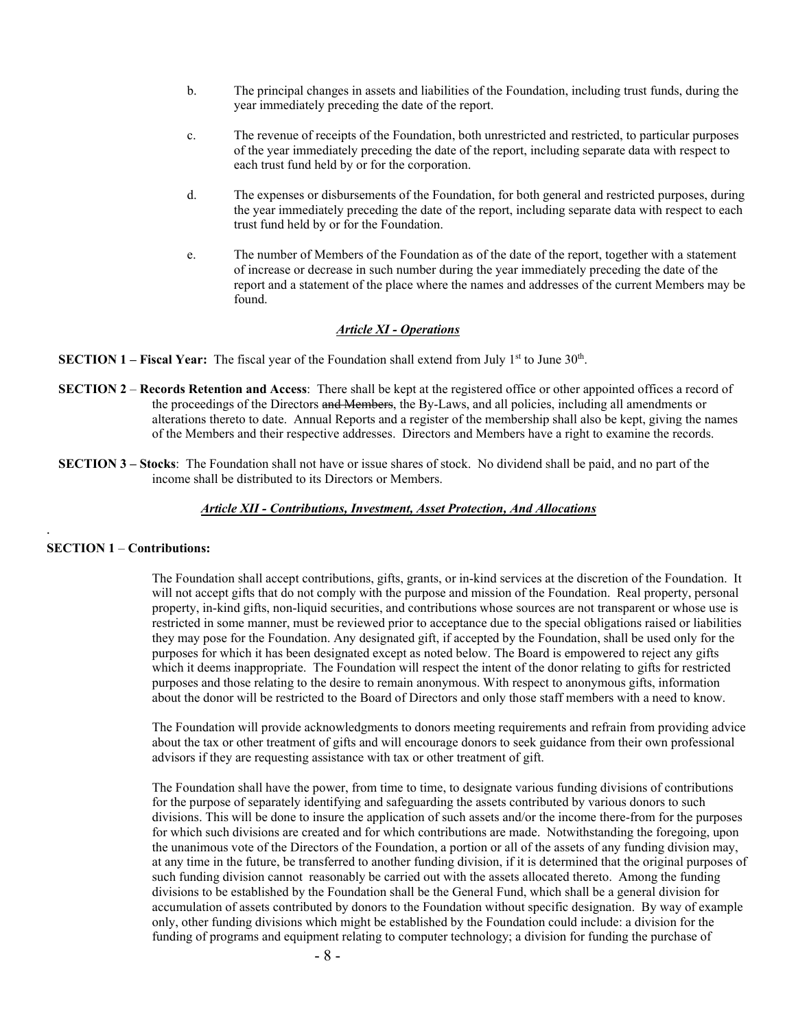b. The principal changes in assets and liabilities of the Foundation, including trust funds, during the year immediately preceding the date of the report.

c. The revenue of receipts of the Foundation, both unrestricted and restricted, to particular purposes of the year immediately preceding the date of the report, including separate data with respect to each trust fund held by or for the corporation.

d. The expenses or disbursements of the Foundation, for both general and restricted purposes, during the year immediately preceding the date of the report, including separate data with respect to each trust fund held by or for the Foundation.

e. The number of Members of the Foundation as of the date of the report, together with a statement of increase or decrease in such number during the year immediately preceding the date of the report and a statement of the place where the names and addresses of the current Members may be found.

## *Article XI - Operations*

**SECTION 1 – Fiscal Year:** The fiscal year of the Foundation shall extend from July 1st to June 30th.

**SECTION 2** – **Records Retention and Access**: There shall be kept at the registered office or other appointed offices a record of the proceedings of the Directors ~~and Members~~, the By-Laws, and all policies, including all amendments or alterations thereto to date. Annual Reports and a register of the membership shall also be kept, giving the names of the Members and their respective addresses. Directors and Members have a right to examine the records.

**SECTION 3 – Stocks**: The Foundation shall not have or issue shares of stock. No dividend shall be paid, and no part of the income shall be distributed to its Directors or Members.

## *Article XII - Contributions, Investment, Asset Protection, And Allocations*

**SECTION 1** – **Contributions:**

The Foundation shall accept contributions, gifts, grants, or in-kind services at the discretion of the Foundation. It will not accept gifts that do not comply with the purpose and mission of the Foundation. Real property, personal property, in-kind gifts, non-liquid securities, and contributions whose sources are not transparent or whose use is restricted in some manner, must be reviewed prior to acceptance due to the special obligations raised or liabilities they may pose for the Foundation. Any designated gift, if accepted by the Foundation, shall be used only for the purposes for which it has been designated except as noted below. The Board is empowered to reject any gifts which it deems inappropriate. The Foundation will respect the intent of the donor relating to gifts for restricted purposes and those relating to the desire to remain anonymous. With respect to anonymous gifts, information about the donor will be restricted to the Board of Directors and only those staff members with a need to know.

The Foundation will provide acknowledgments to donors meeting requirements and refrain from providing advice about the tax or other treatment of gifts and will encourage donors to seek guidance from their own professional advisors if they are requesting assistance with tax or other treatment of gift.

The Foundation shall have the power, from time to time, to designate various funding divisions of contributions for the purpose of separately identifying and safeguarding the assets contributed by various donors to such divisions. This will be done to insure the application of such assets and/or the income there-from for the purposes for which such divisions are created and for which contributions are made. Notwithstanding the foregoing, upon the unanimous vote of the Directors of the Foundation, a portion or all of the assets of any funding division may, at any time in the future, be transferred to another funding division, if it is determined that the original purposes of such funding division cannot reasonably be carried out with the assets allocated thereto. Among the funding divisions to be established by the Foundation shall be the General Fund, which shall be a general division for accumulation of assets contributed by donors to the Foundation without specific designation. By way of example only, other funding divisions which might be established by the Foundation could include: a division for the funding of programs and equipment relating to computer technology; a division for funding the purchase of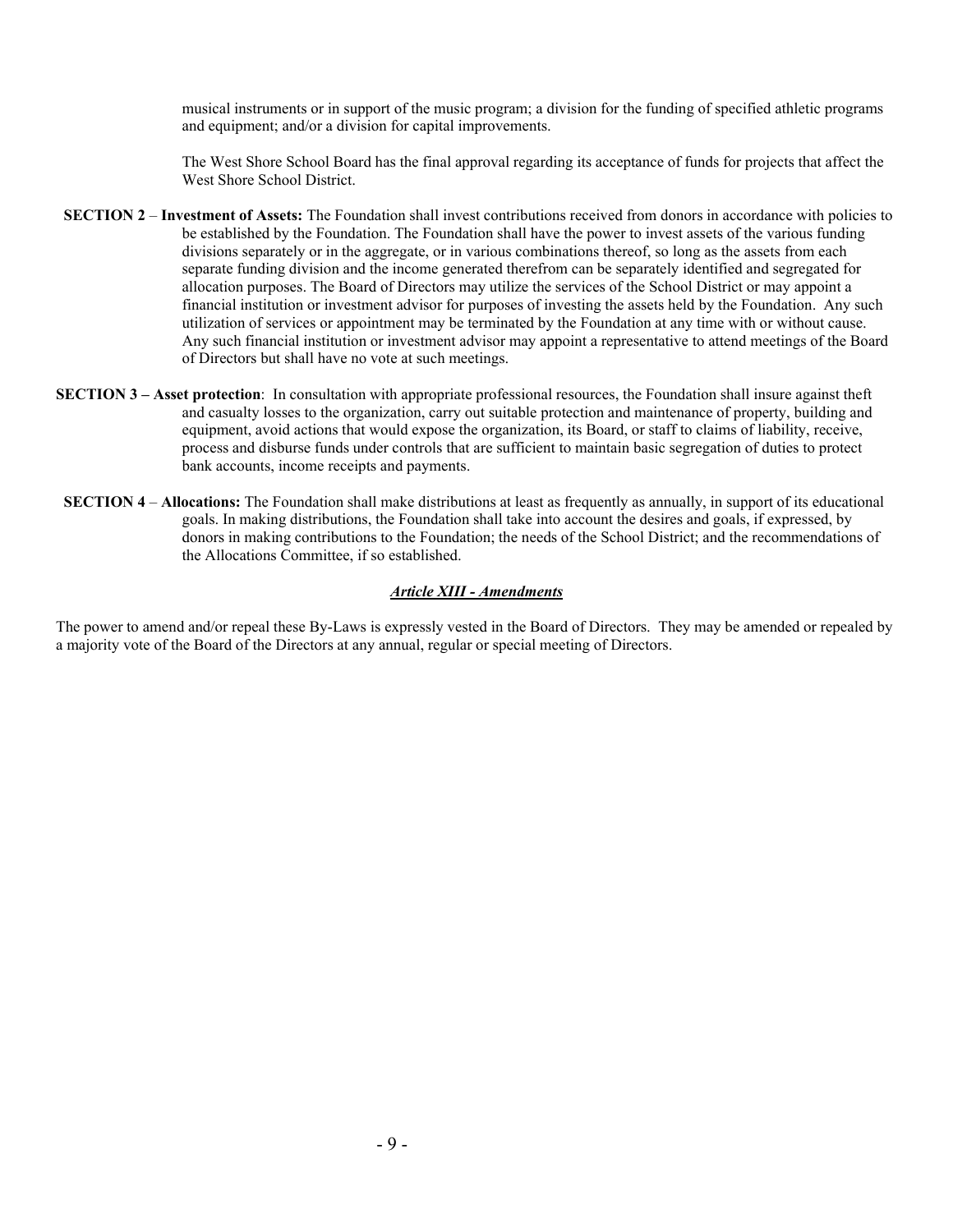musical instruments or in support of the music program; a division for the funding of specified athletic programs and equipment; and/or a division for capital improvements.

The West Shore School Board has the final approval regarding its acceptance of funds for projects that affect the West Shore School District.

**SECTION 2** – **Investment of Assets:** The Foundation shall invest contributions received from donors in accordance with policies to be established by the Foundation. The Foundation shall have the power to invest assets of the various funding divisions separately or in the aggregate, or in various combinations thereof, so long as the assets from each separate funding division and the income generated therefrom can be separately identified and segregated for allocation purposes. The Board of Directors may utilize the services of the School District or may appoint a financial institution or investment advisor for purposes of investing the assets held by the Foundation. Any such utilization of services or appointment may be terminated by the Foundation at any time with or without cause. Any such financial institution or investment advisor may appoint a representative to attend meetings of the Board of Directors but shall have no vote at such meetings.

**SECTION 3 – Asset protection**: In consultation with appropriate professional resources, the Foundation shall insure against theft and casualty losses to the organization, carry out suitable protection and maintenance of property, building and equipment, avoid actions that would expose the organization, its Board, or staff to claims of liability, receive, process and disburse funds under controls that are sufficient to maintain basic segregation of duties to protect bank accounts, income receipts and payments.

**SECTION 4** – **Allocations:** The Foundation shall make distributions at least as frequently as annually, in support of its educational goals. In making distributions, the Foundation shall take into account the desires and goals, if expressed, by donors in making contributions to the Foundation; the needs of the School District; and the recommendations of the Allocations Committee, if so established.

## ***Article XIII - Amendments***

The power to amend and/or repeal these By-Laws is expressly vested in the Board of Directors. They may be amended or repealed by a majority vote of the Board of the Directors at any annual, regular or special meeting of Directors.